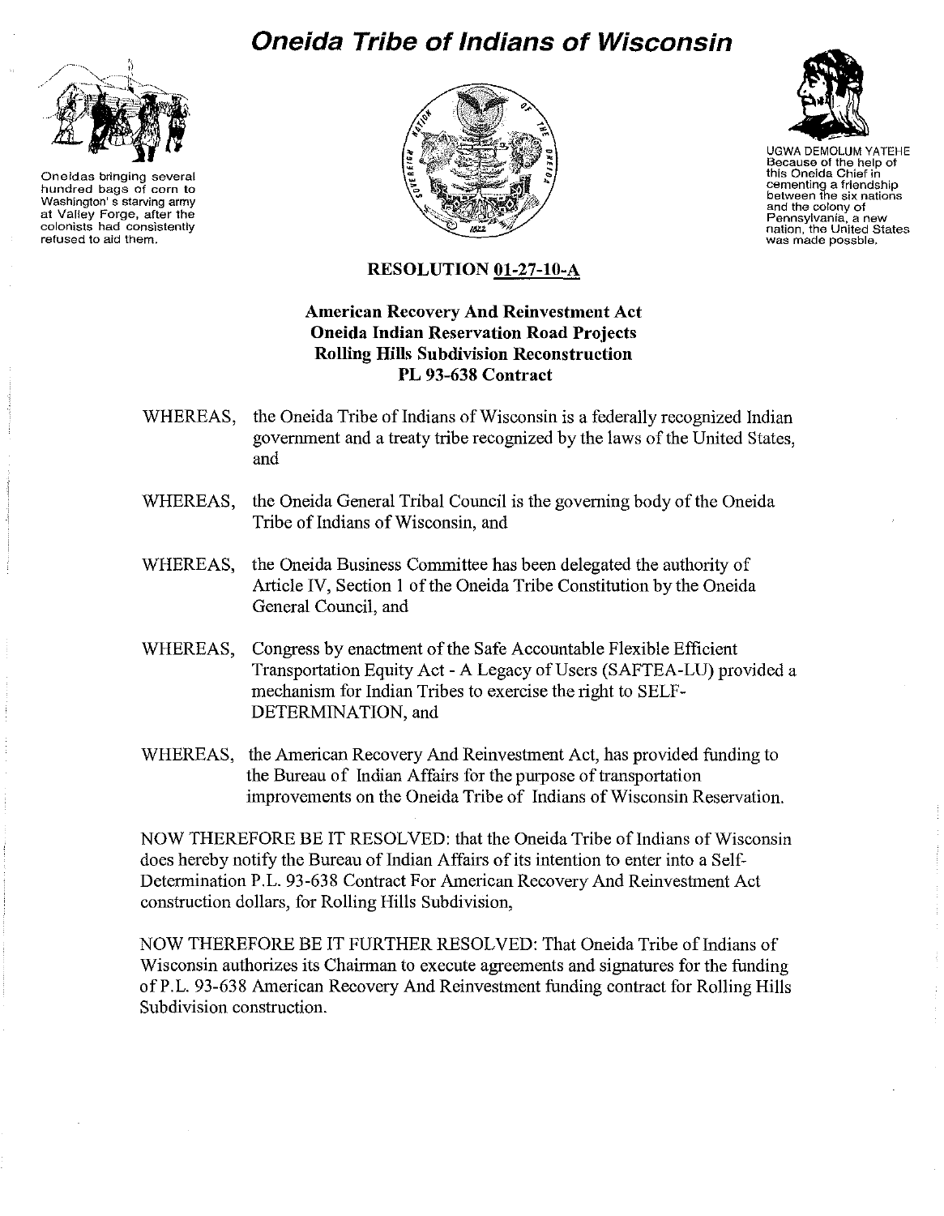# Oneida Tribe of Indians of Wisconsin

Oneidas bringing several hundred bags of corn to Washington' s starving army at Valley Forge, after the colonists had consistently refused to aid them.

UGWA DEMOLUM YATEHE
Because of the help of this Oneida Chief in cementing a friendship between the six nations and the colony of Pennsylvania, a new nation, the United States was made possble.

## RESOLUTION 01-27-10-A

**American Recovery And Reinvestment Act**
**Oneida Indian Reservation Road Projects**
**Rolling Hills Subdivision Reconstruction**
**PL 93-638 Contract**

WHEREAS, the Oneida Tribe of Indians of Wisconsin is a federally recognized Indian government and a treaty tribe recognized by the laws of the United States, and

WHEREAS, the Oneida General Tribal Council is the governing body of the Oneida Tribe of Indians of Wisconsin, and

WHEREAS, the Oneida Business Committee has been delegated the authority of Article IV, Section 1 of the Oneida Tribe Constitution by the Oneida General Council, and

WHEREAS, Congress by enactment of the Safe Accountable Flexible Efficient Transportation Equity Act - A Legacy of Users (SAFTEA-LU) provided a mechanism for Indian Tribes to exercise the right to SELF-DETERMINATION, and

WHEREAS, the American Recovery And Reinvestment Act, has provided funding to the Bureau of Indian Affairs for the purpose of transportation improvements on the Oneida Tribe of Indians of Wisconsin Reservation.

NOW THEREFORE BE IT RESOLVED: that the Oneida Tribe of Indians of Wisconsin does hereby notify the Bureau of Indian Affairs of its intention to enter into a Self-Determination P.L. 93-638 Contract For American Recovery And Reinvestment Act construction dollars, for Rolling Hills Subdivision,

NOW THEREFORE BE IT FURTHER RESOLVED: That Oneida Tribe of Indians of Wisconsin authorizes its Chairman to execute agreements and signatures for the funding of P.L. 93-638 American Recovery And Reinvestment funding contract for Rolling Hills Subdivision construction.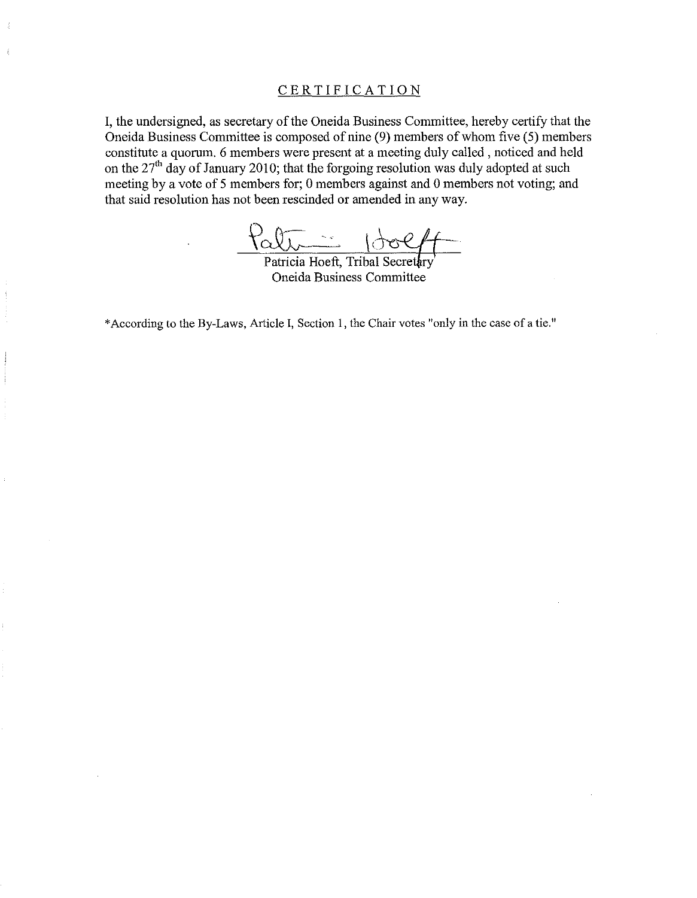## CERTIFICATION

I, the undersigned, as secretary of the Oneida Business Committee, hereby certify that the Oneida Business Committee is composed of nine (9) members of whom five (5) members constitute a quorum. 6 members were present at a meeting duly called , noticed and held on the 27th day of January 2010; that the forgoing resolution was duly adopted at such meeting by a vote of 5 members for; 0 members against and 0 members not voting; and that said resolution has not been rescinded or amended in any way.

Patricia Hoeft, Tribal Secretary
Oneida Business Committee

*According to the By-Laws, Article I, Section 1, the Chair votes "only in the case of a tie."